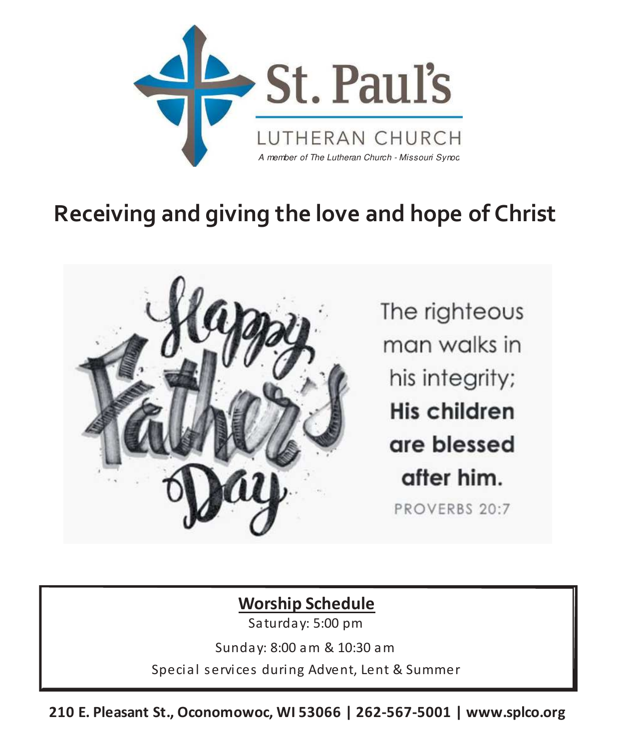# St. Paul's

LUTHERAN CHURCH

*A member of The Lutheran Church - Missouri Synod*

## Receiving and giving the love and hope of Christ

Happy Father's Day

The righteous man walks in his integrity; **His children are blessed after him.**

PROVERBS 20:7

**Worship Schedule**

Saturday: 5:00 pm

Sunday: 8:00 am & 10:30 am

Special services during Advent, Lent & Summer

**210 E. Pleasant St., Oconomowoc, WI 53066 | 262-567-5001 | www.splco.org**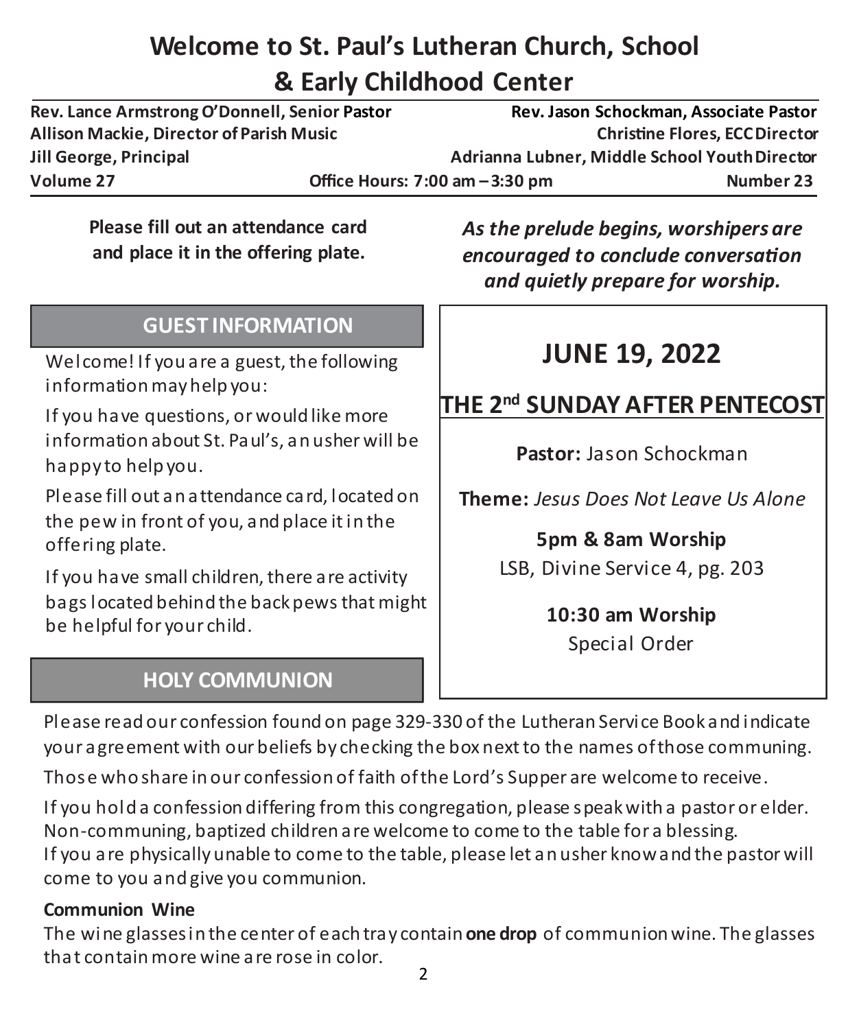# Welcome to St. Paul's Lutheran Church, School & Early Childhood Center

**Rev. Lance Armstrong O'Donnell, Senior Pastor** — **Rev. Jason Schockman, Associate Pastor**
**Allison Mackie, Director of Parish Music** — **Christine Flores, ECC Director**
**Jill George, Principal** — **Adrianna Lubner, Middle School Youth Director**
**Volume 27** — **Office Hours: 7:00 am – 3:30 pm** — **Number 23**

**Please fill out an attendance card and place it in the offering plate.**

***As the prelude begins, worshipers are encouraged to conclude conversation and quietly prepare for worship.***

## JUNE 19, 2022

## THE 2nd SUNDAY AFTER PENTECOST

**Pastor:** Jason Schockman

**Theme:** *Jesus Does Not Leave Us Alone*

**5pm & 8am Worship**
LSB, Divine Service 4, pg. 203

**10:30 am Worship**
Special Order

## GUEST INFORMATION

Welcome! If you are a guest, the following information may help you:

If you have questions, or would like more information about St. Paul's, an usher will be happy to help you.

Please fill out an attendance card, located on the pew in front of you, and place it in the offering plate.

If you have small children, there are activity bags located behind the back pews that might be helpful for your child.

## HOLY COMMUNION

Please read our confession found on page 329-330 of the Lutheran Service Book and indicate your agreement with our beliefs by checking the box next to the names of those communing.

Those who share in our confession of faith of the Lord's Supper are welcome to receive.

If you hold a confession differing from this congregation, please speak with a pastor or elder.
Non-communing, baptized children are welcome to come to the table for a blessing.
If you are physically unable to come to the table, please let an usher know and the pastor will come to you and give you communion.

**Communion Wine**
The wine glasses in the center of each tray contain **one drop** of communion wine. The glasses that contain more wine are rose in color.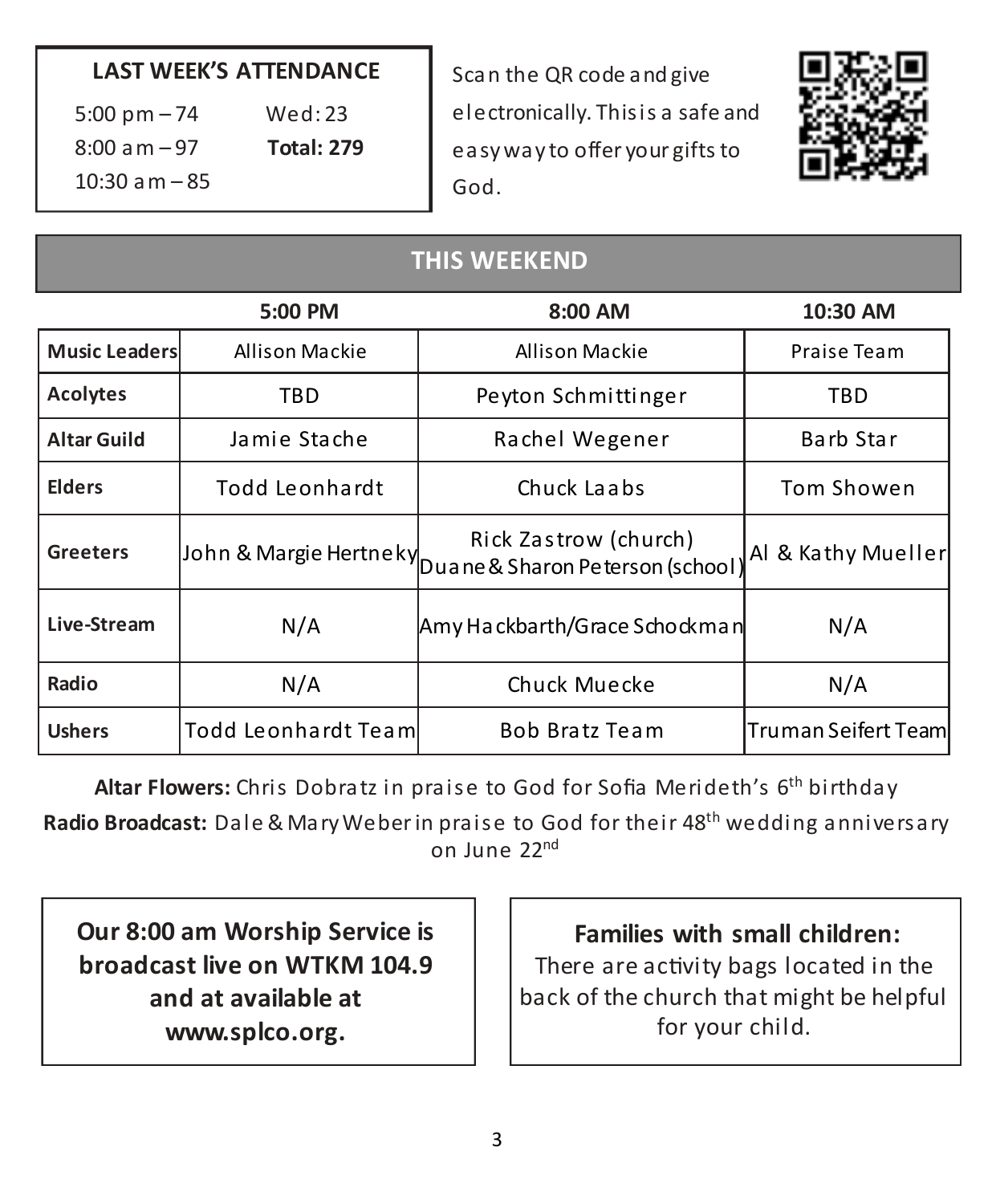**LAST WEEK'S ATTENDANCE**

5:00 pm – 74
8:00 am – 97
10:30 am – 85
Wed: 23
**Total: 279**

Scan the QR code and give electronically. This is a safe and easy way to offer your gifts to God.

## THIS WEEKEND

| | 5:00 PM | 8:00 AM | 10:30 AM |
|---|---|---|---|
| **Music Leaders** | Allison Mackie | Allison Mackie | Praise Team |
| **Acolytes** | TBD | Peyton Schmittinger | TBD |
| **Altar Guild** | Jamie Stache | Rachel Wegener | Barb Star |
| **Elders** | Todd Leonhardt | Chuck Laabs | Tom Showen |
| **Greeters** | John & Margie Hertneky | Rick Zastrow (church) Duane & Sharon Peterson (school) | Al & Kathy Mueller |
| **Live-Stream** | N/A | Amy Hackbarth/Grace Schockman | N/A |
| **Radio** | N/A | Chuck Muecke | N/A |
| **Ushers** | Todd Leonhardt Team | Bob Bratz Team | Truman Seifert Team |

**Altar Flowers:** Chris Dobratz in praise to God for Sofia Merideth's 6th birthday

**Radio Broadcast:** Dale & Mary Weber in praise to God for their 48th wedding anniversary on June 22nd

**Our 8:00 am Worship Service is broadcast live on WTKM 104.9 and at available at www.splco.org.**

**Families with small children:**
There are activity bags located in the back of the church that might be helpful for your child.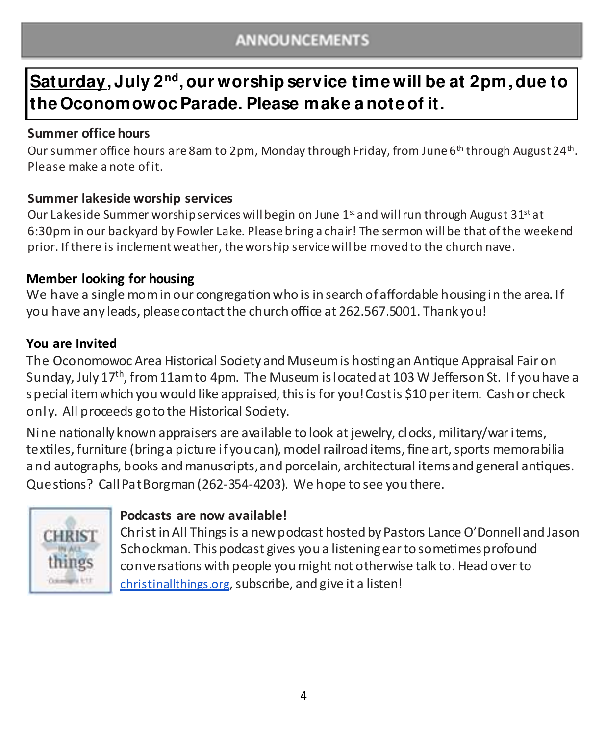## ANNOUNCEMENTS

**Saturday, July 2nd, our worship service time will be at 2pm, due to the Oconomowoc Parade. Please make a note of it.**

**Summer office hours**

Our summer office hours are 8am to 2pm, Monday through Friday, from June 6th through August 24th. Please make a note of it.

**Summer lakeside worship services**

Our Lakeside Summer worship services will begin on June 1st and will run through August 31st at 6:30pm in our backyard by Fowler Lake. Please bring a chair! The sermon will be that of the weekend prior. If there is inclement weather, the worship service will be moved to the church nave.

**Member looking for housing**

We have a single mom in our congregation who is in search of affordable housing in the area. If you have any leads, please contact the church office at 262.567.5001. Thank you!

**You are Invited**

The Oconomowoc Area Historical Society and Museum is hosting an Antique Appraisal Fair on Sunday, July 17th, from 11am to 4pm. The Museum is located at 103 W Jefferson St. If you have a special item which you would like appraised, this is for you! Cost is $10 per item. Cash or check only. All proceeds go to the Historical Society.

Nine nationally known appraisers are available to look at jewelry, clocks, military/war items, textiles, furniture (bring a picture if you can), model railroad items, fine art, sports memorabilia and autographs, books and manuscripts, and porcelain, architectural items and general antiques. Questions? Call Pat Borgman (262-354-4203). We hope to see you there.

**Podcasts are now available!**

Christ in All Things is a new podcast hosted by Pastors Lance O'Donnell and Jason Schockman. This podcast gives you a listening ear to sometimes profound conversations with people you might not otherwise talk to. Head over to christinallthings.org, subscribe, and give it a listen!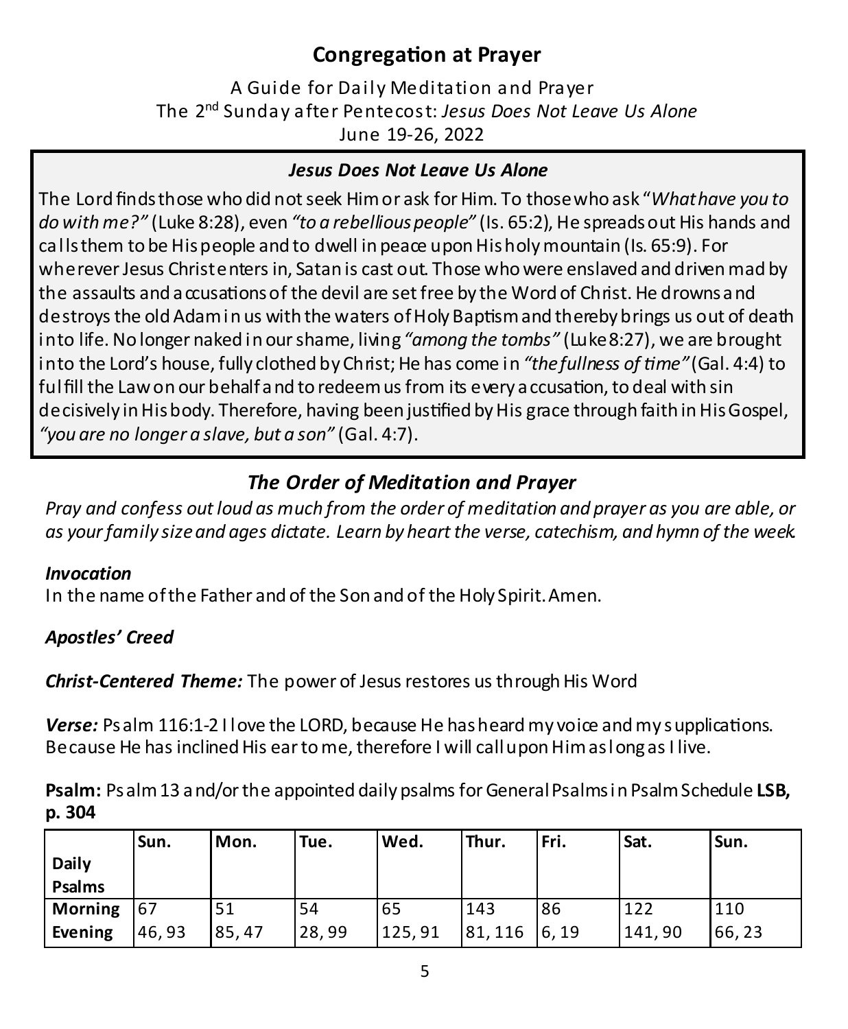# Congregation at Prayer

A Guide for Daily Meditation and Prayer
The 2nd Sunday after Pentecost: *Jesus Does Not Leave Us Alone*
June 19-26, 2022

### *Jesus Does Not Leave Us Alone*

The Lord finds those who did not seek Him or ask for Him. To those who ask "*What have you to do with me?"* (Luke 8:28), even *"to a rebellious people"* (Is. 65:2), He spreads out His hands and calls them to be His people and to dwell in peace upon His holy mountain (Is. 65:9). For wherever Jesus Christ enters in, Satan is cast out. Those who were enslaved and driven mad by the assaults and accusations of the devil are set free by the Word of Christ. He drowns and destroys the old Adam in us with the waters of Holy Baptism and thereby brings us out of death into life. No longer naked in our shame, living *"among the tombs"* (Luke 8:27), we are brought into the Lord's house, fully clothed by Christ; He has come in *"the fullness of time"* (Gal. 4:4) to fulfill the Law on our behalf and to redeem us from its every accusation, to deal with sin decisively in His body. Therefore, having been justified by His grace through faith in His Gospel, *"you are no longer a slave, but a son"* (Gal. 4:7).

## *The Order of Meditation and Prayer*

*Pray and confess out loud as much from the order of meditation and prayer as you are able, or as your family size and ages dictate. Learn by heart the verse, catechism, and hymn of the week.*

***Invocation***
In the name of the Father and of the Son and of the Holy Spirit. Amen.

***Apostles' Creed***

***Christ-Centered Theme:*** The power of Jesus restores us through His Word

***Verse:*** Psalm 116:1-2 I love the LORD, because He has heard my voice and my supplications. Because He has inclined His ear to me, therefore I will call upon Him as long as I live.

**Psalm:** Psalm 13 and/or the appointed daily psalms for General Psalms in Psalm Schedule **LSB, p. 304**

| Daily Psalms | Sun. | Mon. | Tue. | Wed. | Thur. | Fri. | Sat. | Sun. |
|---|---|---|---|---|---|---|---|---|
| **Morning** | 67 | 51 | 54 | 65 | 143 | 86 | 122 | 110 |
| **Evening** | 46, 93 | 85, 47 | 28, 99 | 125, 91 | 81, 116 | 6, 19 | 141, 90 | 66, 23 |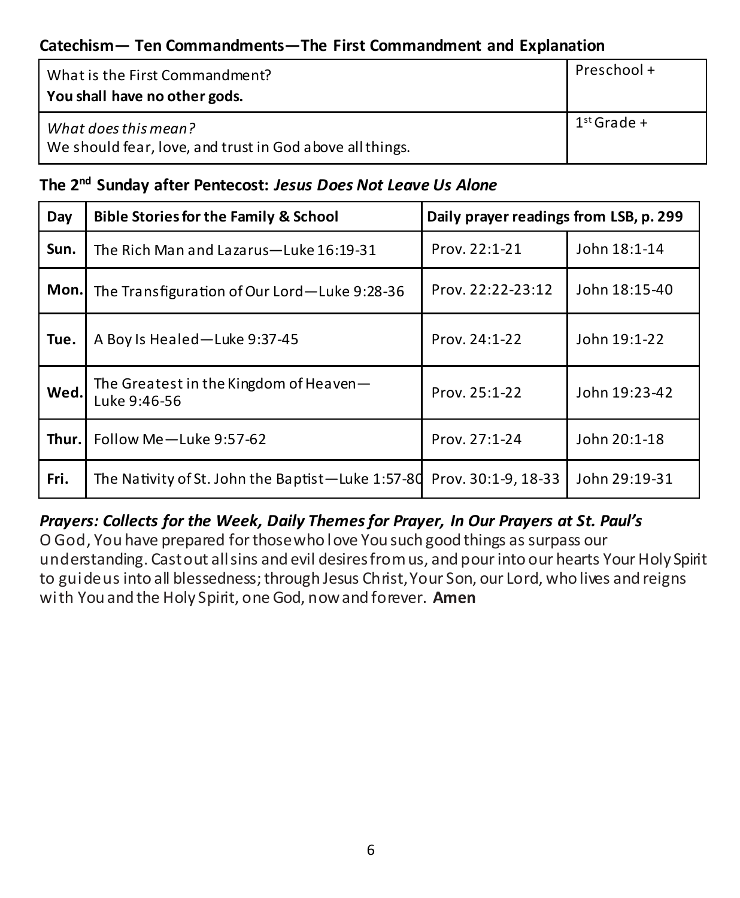### Catechism— Ten Commandments—The First Commandment and Explanation

| | |
|---|---|
| What is the First Commandment?<br>**You shall have no other gods.** | Preschool + |
| *What does this mean?*<br>We should fear, love, and trust in God above all things. | 1st Grade + |

### The 2nd Sunday after Pentecost: *Jesus Does Not Leave Us Alone*

| Day | Bible Stories for the Family & School | Daily prayer readings from LSB, p. 299 | |
|---|---|---|---|
| **Sun.** | The Rich Man and Lazarus—Luke 16:19-31 | Prov. 22:1-21 | John 18:1-14 |
| **Mon.** | The Transfiguration of Our Lord—Luke 9:28-36 | Prov. 22:22-23:12 | John 18:15-40 |
| **Tue.** | A Boy Is Healed—Luke 9:37-45 | Prov. 24:1-22 | John 19:1-22 |
| **Wed.** | The Greatest in the Kingdom of Heaven—Luke 9:46-56 | Prov. 25:1-22 | John 19:23-42 |
| **Thur.** | Follow Me—Luke 9:57-62 | Prov. 27:1-24 | John 20:1-18 |
| **Fri.** | The Nativity of St. John the Baptist—Luke 1:57-80 | Prov. 30:1-9, 18-33 | John 29:19-31 |

### *Prayers: Collects for the Week, Daily Themes for Prayer, In Our Prayers at St. Paul's*

O God, You have prepared for those who love You such good things as surpass our understanding. Cast out all sins and evil desires from us, and pour into our hearts Your Holy Spirit to guide us into all blessedness; through Jesus Christ, Your Son, our Lord, who lives and reigns with You and the Holy Spirit, one God, now and forever. **Amen**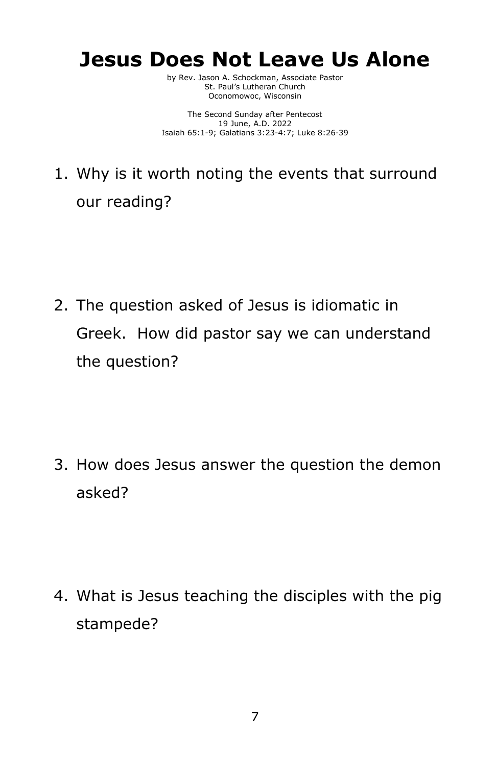# Jesus Does Not Leave Us Alone

by Rev. Jason A. Schockman, Associate Pastor
St. Paul's Lutheran Church
Oconomowoc, Wisconsin

The Second Sunday after Pentecost
19 June, A.D. 2022
Isaiah 65:1-9; Galatians 3:23-4:7; Luke 8:26-39

1. Why is it worth noting the events that surround our reading?

2. The question asked of Jesus is idiomatic in Greek. How did pastor say we can understand the question?

3. How does Jesus answer the question the demon asked?

4. What is Jesus teaching the disciples with the pig stampede?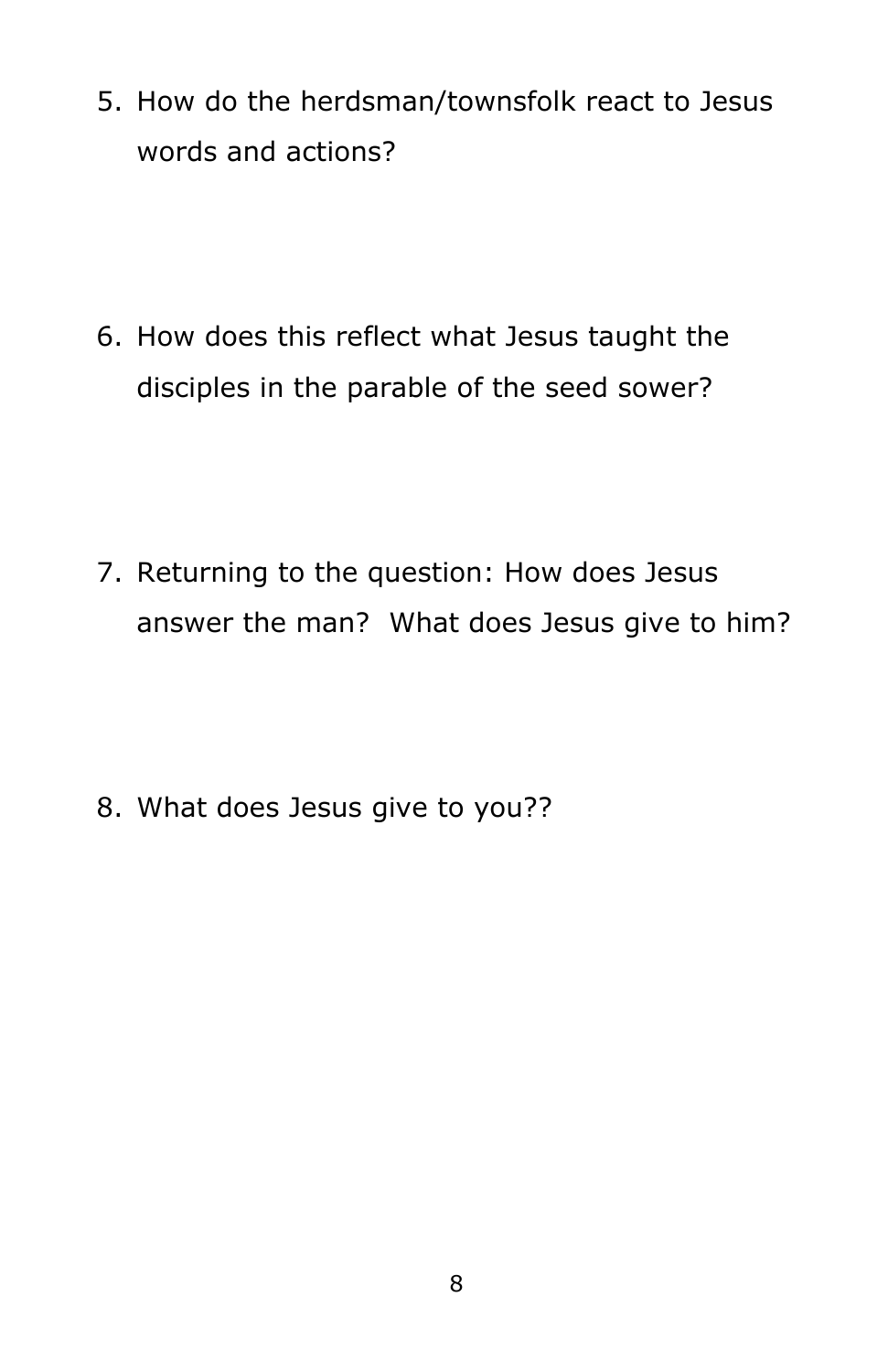5. How do the herdsman/townsfolk react to Jesus words and actions?

6. How does this reflect what Jesus taught the disciples in the parable of the seed sower?

7. Returning to the question: How does Jesus answer the man? What does Jesus give to him?

8. What does Jesus give to you??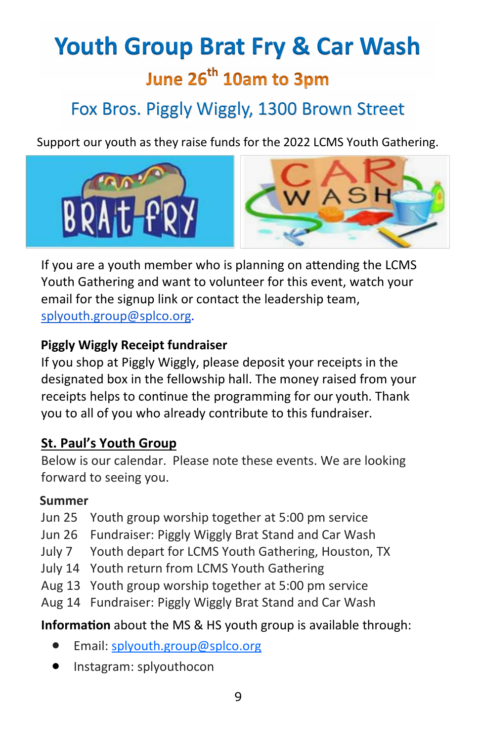# Youth Group Brat Fry & Car Wash

## June 26th 10am to 3pm

## Fox Bros. Piggly Wiggly, 1300 Brown Street

Support our youth as they raise funds for the 2022 LCMS Youth Gathering.

If you are a youth member who is planning on attending the LCMS Youth Gathering and want to volunteer for this event, watch your email for the signup link or contact the leadership team, splyouth.group@splco.org.

**Piggly Wiggly Receipt fundraiser**

If you shop at Piggly Wiggly, please deposit your receipts in the designated box in the fellowship hall. The money raised from your receipts helps to continue the programming for our youth. Thank you to all of you who already contribute to this fundraiser.

**St. Paul's Youth Group**

Below is our calendar. Please note these events. We are looking forward to seeing you.

**Summer**

| | |
|---|---|
| Jun 25 | Youth group worship together at 5:00 pm service |
| Jun 26 | Fundraiser: Piggly Wiggly Brat Stand and Car Wash |
| July 7 | Youth depart for LCMS Youth Gathering, Houston, TX |
| July 14 | Youth return from LCMS Youth Gathering |
| Aug 13 | Youth group worship together at 5:00 pm service |
| Aug 14 | Fundraiser: Piggly Wiggly Brat Stand and Car Wash |

**Information** about the MS & HS youth group is available through:

- Email: splyouth.group@splco.org
- Instagram: splyouthocon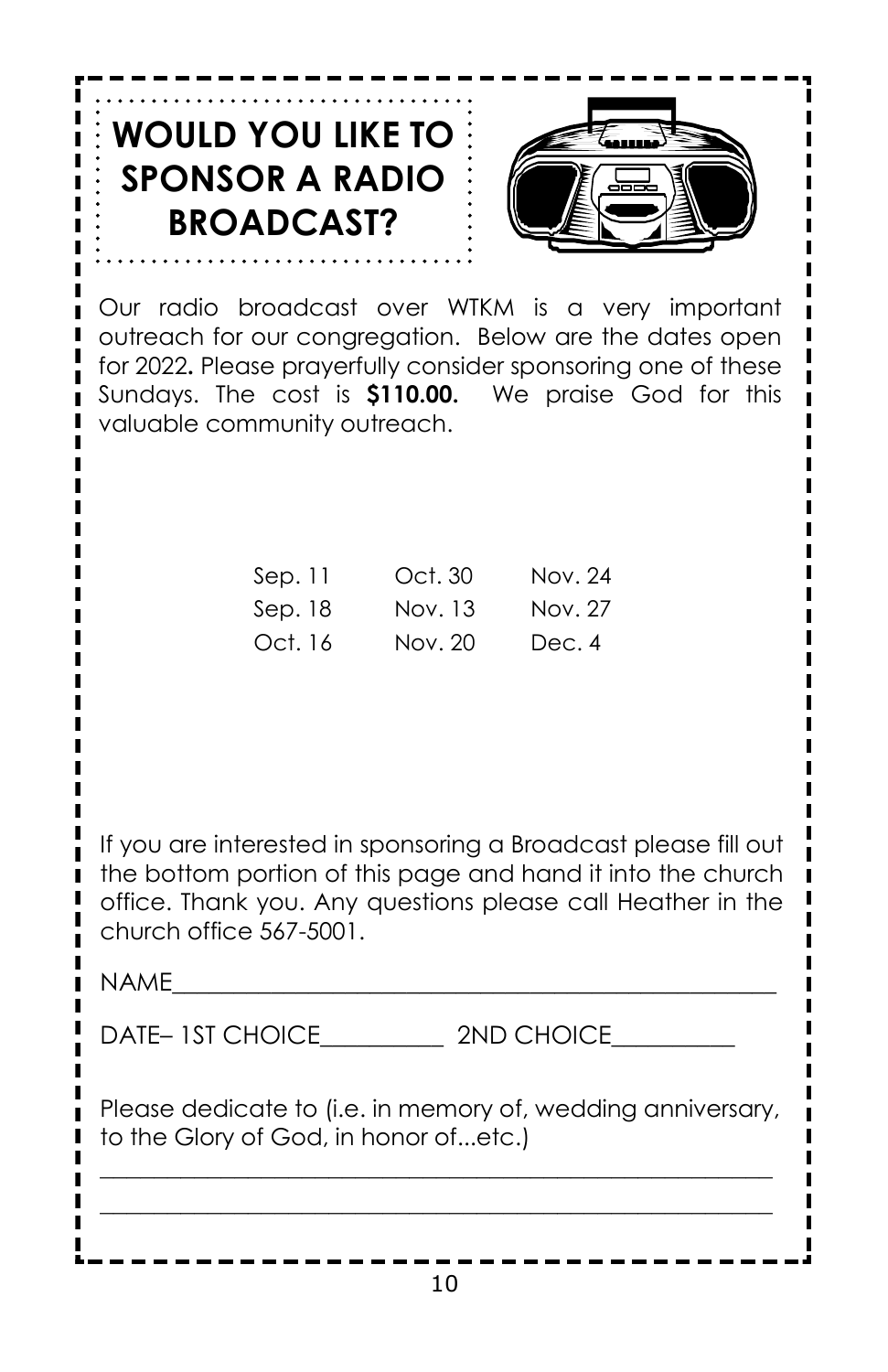# WOULD YOU LIKE TO SPONSOR A RADIO BROADCAST?

Our radio broadcast over WTKM is a very important outreach for our congregation. Below are the dates open for 2022. Please prayerfully consider sponsoring one of these Sundays. The cost is **$110.00.** We praise God for this valuable community outreach.

| | | |
|---|---|---|
| Sep. 11 | Oct. 30 | Nov. 24 |
| Sep. 18 | Nov. 13 | Nov. 27 |
| Oct. 16 | Nov. 20 | Dec. 4 |

If you are interested in sponsoring a Broadcast please fill out the bottom portion of this page and hand it into the church office. Thank you. Any questions please call Heather in the church office 567-5001.

NAME\_\_\_\_\_\_\_\_\_\_\_\_\_\_\_\_\_\_\_\_\_\_\_\_\_\_\_\_\_\_\_\_\_\_\_\_\_\_\_\_\_\_\_\_

DATE– 1ST CHOICE\_\_\_\_\_\_\_\_\_\_ 2ND CHOICE\_\_\_\_\_\_\_\_\_\_

Please dedicate to (i.e. in memory of, wedding anniversary, to the Glory of God, in honor of...etc.)

\_\_\_\_\_\_\_\_\_\_\_\_\_\_\_\_\_\_\_\_\_\_\_\_\_\_\_\_\_\_\_\_\_\_\_\_\_\_\_\_\_\_\_\_\_\_\_\_\_\_

\_\_\_\_\_\_\_\_\_\_\_\_\_\_\_\_\_\_\_\_\_\_\_\_\_\_\_\_\_\_\_\_\_\_\_\_\_\_\_\_\_\_\_\_\_\_\_\_\_\_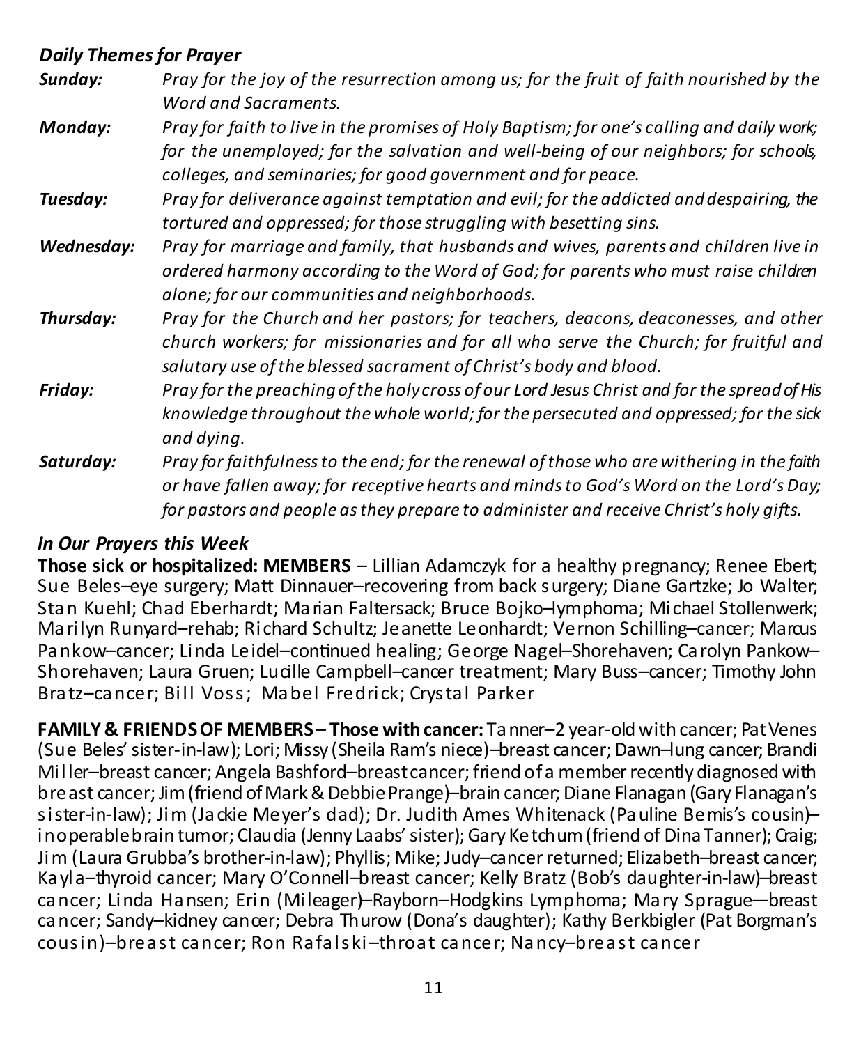### *Daily Themes for Prayer*

***Sunday:*** *Pray for the joy of the resurrection among us; for the fruit of faith nourished by the Word and Sacraments.*

***Monday:*** *Pray for faith to live in the promises of Holy Baptism; for one's calling and daily work; for the unemployed; for the salvation and well-being of our neighbors; for schools, colleges, and seminaries; for good government and for peace.*

***Tuesday:*** *Pray for deliverance against temptation and evil; for the addicted and despairing, the tortured and oppressed; for those struggling with besetting sins.*

***Wednesday:*** *Pray for marriage and family, that husbands and wives, parents and children live in ordered harmony according to the Word of God; for parents who must raise children alone; for our communities and neighborhoods.*

***Thursday:*** *Pray for the Church and her pastors; for teachers, deacons, deaconesses, and other church workers; for missionaries and for all who serve the Church; for fruitful and salutary use of the blessed sacrament of Christ's body and blood.*

***Friday:*** *Pray for the preaching of the holy cross of our Lord Jesus Christ and for the spread of His knowledge throughout the whole world; for the persecuted and oppressed; for the sick and dying.*

***Saturday:*** *Pray for faithfulness to the end; for the renewal of those who are withering in the faith or have fallen away; for receptive hearts and minds to God's Word on the Lord's Day; for pastors and people as they prepare to administer and receive Christ's holy gifts.*

### *In Our Prayers this Week*

**Those sick or hospitalized: MEMBERS** – Lillian Adamczyk for a healthy pregnancy; Renee Ebert; Sue Beles–eye surgery; Matt Dinnauer–recovering from back surgery; Diane Gartzke; Jo Walter; Stan Kuehl; Chad Eberhardt; Marian Faltersack; Bruce Bojko–lymphoma; Michael Stollenwerk; Marilyn Runyard–rehab; Richard Schultz; Jeanette Leonhardt; Vernon Schilling–cancer; Marcus Pankow–cancer; Linda Leidel–continued healing; George Nagel–Shorehaven; Carolyn Pankow–Shorehaven; Laura Gruen; Lucille Campbell–cancer treatment; Mary Buss–cancer; Timothy John Bratz–cancer; Bill Voss; Mabel Fredrick; Crystal Parker

**FAMILY & FRIENDS OF MEMBERS** – **Those with cancer:** Tanner–2 year-old with cancer; Pat Venes (Sue Beles' sister-in-law); Lori; Missy (Sheila Ram's niece)–breast cancer; Dawn–lung cancer; Brandi Miller–breast cancer; Angela Bashford–breast cancer; friend of a member recently diagnosed with breast cancer; Jim (friend of Mark & Debbie Prange)–brain cancer; Diane Flanagan (Gary Flanagan's sister-in-law); Jim (Jackie Meyer's dad); Dr. Judith Ames Whitenack (Pauline Bemis's cousin)–inoperable brain tumor; Claudia (Jenny Laabs' sister); Gary Ketchum (friend of Dina Tanner); Craig; Jim (Laura Grubba's brother-in-law); Phyllis; Mike; Judy–cancer returned; Elizabeth–breast cancer; Kayla–thyroid cancer; Mary O'Connell–breast cancer; Kelly Bratz (Bob's daughter-in-law)–breast cancer; Linda Hansen; Erin (Mileager)–Rayborn–Hodgkins Lymphoma; Mary Sprague—breast cancer; Sandy–kidney cancer; Debra Thurow (Dona's daughter); Kathy Berkbigler (Pat Borgman's cousin)–breast cancer; Ron Rafalski–throat cancer; Nancy–breast cancer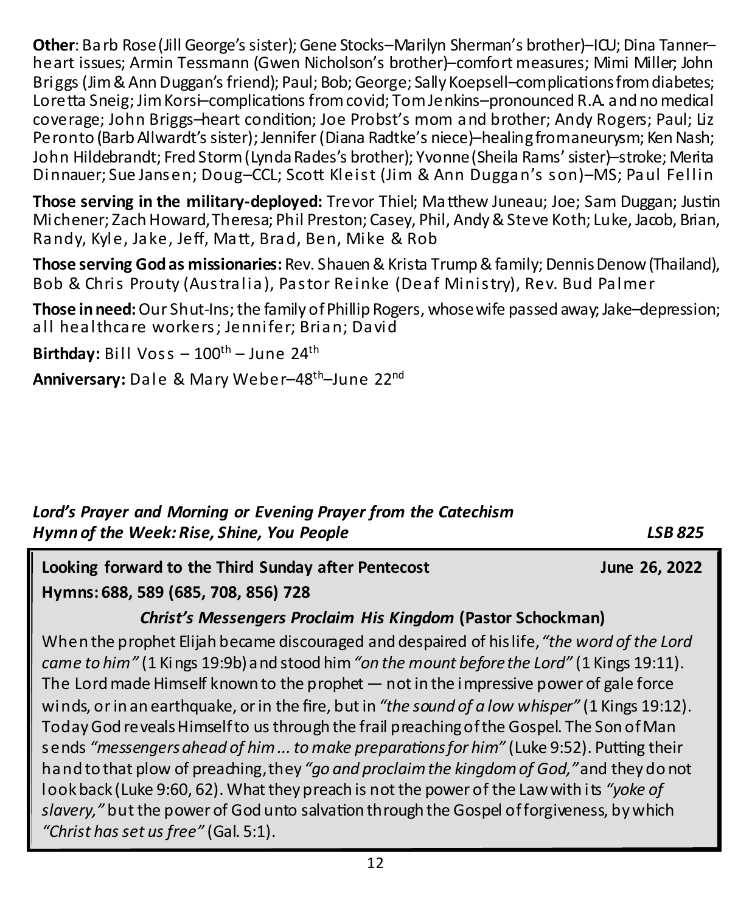**Other**: Barb Rose (Jill George's sister); Gene Stocks–Marilyn Sherman's brother)–ICU; Dina Tanner–heart issues; Armin Tessmann (Gwen Nicholson's brother)–comfort measures; Mimi Miller; John Briggs (Jim & Ann Duggan's friend); Paul; Bob; George; Sally Koepsell–complications from diabetes; Loretta Sneig; Jim Korsi–complications from covid; Tom Jenkins–pronounced R.A. and no medical coverage; John Briggs–heart condition; Joe Probst's mom and brother; Andy Rogers; Paul; Liz Peronto (Barb Allwardt's sister); Jennifer (Diana Radtke's niece)–healing from aneurysm; Ken Nash; John Hildebrandt; Fred Storm (Lynda Rades's brother); Yvonne (Sheila Rams' sister)–stroke; Merita Dinnauer; Sue Jansen; Doug–CCL; Scott Kleist (Jim & Ann Duggan's son)–MS; Paul Fellin

**Those serving in the military-deployed:** Trevor Thiel; Matthew Juneau; Joe; Sam Duggan; Justin Michener; Zach Howard, Theresa; Phil Preston; Casey, Phil, Andy & Steve Koth; Luke, Jacob, Brian, Randy, Kyle, Jake, Jeff, Matt, Brad, Ben, Mike & Rob

**Those serving God as missionaries:** Rev. Shauen & Krista Trump & family; Dennis Denow (Thailand), Bob & Chris Prouty (Australia), Pastor Reinke (Deaf Ministry), Rev. Bud Palmer

**Those in need:** Our Shut-Ins; the family of Phillip Rogers, whose wife passed away; Jake–depression; all healthcare workers; Jennifer; Brian; David

**Birthday:** Bill Voss – 100th – June 24th

**Anniversary:** Dale & Mary Weber–48th–June 22nd

***Lord's Prayer and Morning or Evening Prayer from the Catechism***
***Hymn of the Week: Rise, Shine, You People*** ***LSB 825***

**Looking forward to the Third Sunday after Pentecost** **June 26, 2022**

**Hymns: 688, 589 (685, 708, 856) 728**

***Christ's Messengers Proclaim His Kingdom* (Pastor Schockman)**

When the prophet Elijah became discouraged and despaired of his life, *"the word of the Lord came to him"* (1 Kings 19:9b) and stood him *"on the mount before the Lord"* (1 Kings 19:11). The Lord made Himself known to the prophet — not in the impressive power of gale force winds, or in an earthquake, or in the fire, but in *"the sound of a low whisper"* (1 Kings 19:12). Today God reveals Himself to us through the frail preaching of the Gospel. The Son of Man sends *"messengers ahead of him ... to make preparations for him"* (Luke 9:52). Putting their hand to that plow of preaching, they *"go and proclaim the kingdom of God,"* and they do not look back (Luke 9:60, 62). What they preach is not the power of the Law with its *"yoke of slavery,"* but the power of God unto salvation through the Gospel of forgiveness, by which *"Christ has set us free"* (Gal. 5:1).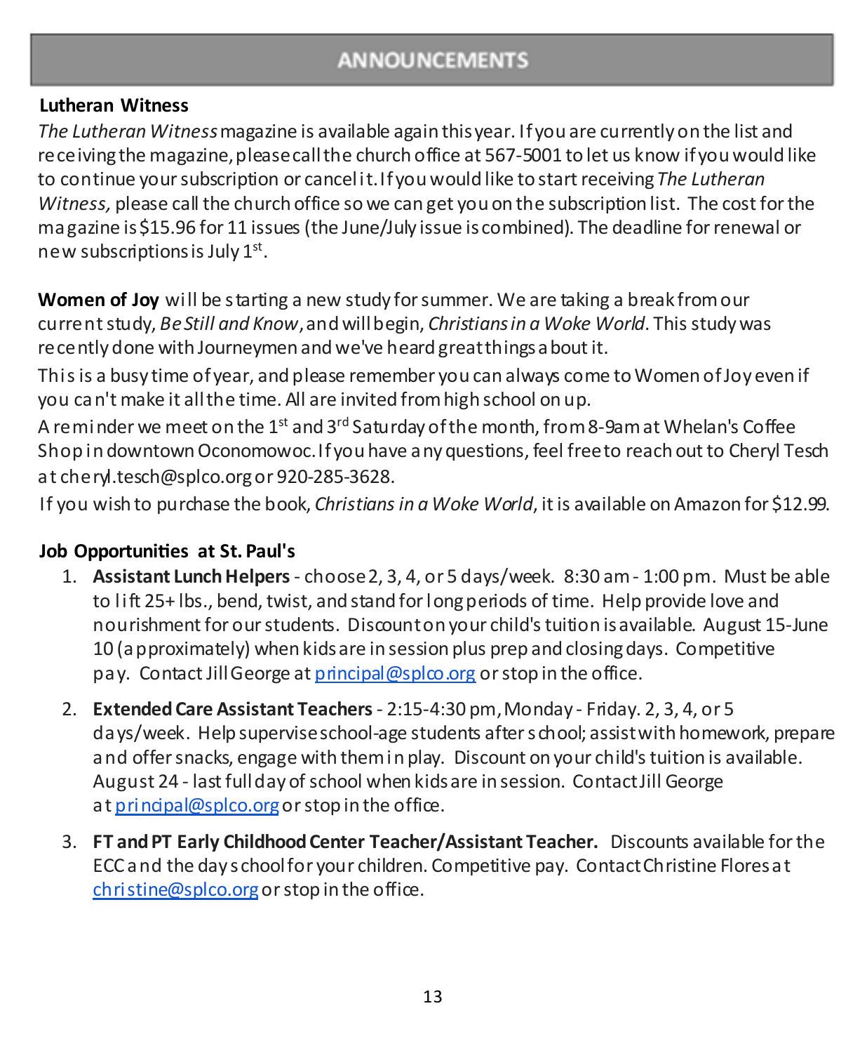# ANNOUNCEMENTS

**Lutheran Witness**

*The Lutheran Witness* magazine is available again this year. If you are currently on the list and receiving the magazine, please call the church office at 567-5001 to let us know if you would like to continue your subscription or cancel it. If you would like to start receiving *The Lutheran Witness,* please call the church office so we can get you on the subscription list. The cost for the magazine is $15.96 for 11 issues (the June/July issue is combined). The deadline for renewal or new subscriptions is July 1st.

**Women of Joy** will be starting a new study for summer. We are taking a break from our current study, *Be Still and Know*, and will begin, *Christians in a Woke World*. This study was recently done with Journeymen and we've heard great things about it.

This is a busy time of year, and please remember you can always come to Women of Joy even if you can't make it all the time. All are invited from high school on up.

A reminder we meet on the 1st and 3rd Saturday of the month, from 8-9am at Whelan's Coffee Shop in downtown Oconomowoc. If you have any questions, feel free to reach out to Cheryl Tesch at cheryl.tesch@splco.org or 920-285-3628.

If you wish to purchase the book, *Christians in a Woke World*, it is available on Amazon for $12.99.

**Job Opportunities at St. Paul's**

1. **Assistant Lunch Helpers** - choose 2, 3, 4, or 5 days/week. 8:30 am - 1:00 pm. Must be able to lift 25+ lbs., bend, twist, and stand for long periods of time. Help provide love and nourishment for our students. Discount on your child's tuition is available. August 15-June 10 (approximately) when kids are in session plus prep and closing days. Competitive pay. Contact Jill George at principal@splco.org or stop in the office.
2. **Extended Care Assistant Teachers** - 2:15-4:30 pm, Monday - Friday. 2, 3, 4, or 5 days/week. Help supervise school-age students after school; assist with homework, prepare and offer snacks, engage with them in play. Discount on your child's tuition is available. August 24 - last full day of school when kids are in session. Contact Jill George at principal@splco.org or stop in the office.
3. **FT and PT Early Childhood Center Teacher/Assistant Teacher.** Discounts available for the ECC and the day school for your children. Competitive pay. Contact Christine Flores at christine@splco.org or stop in the office.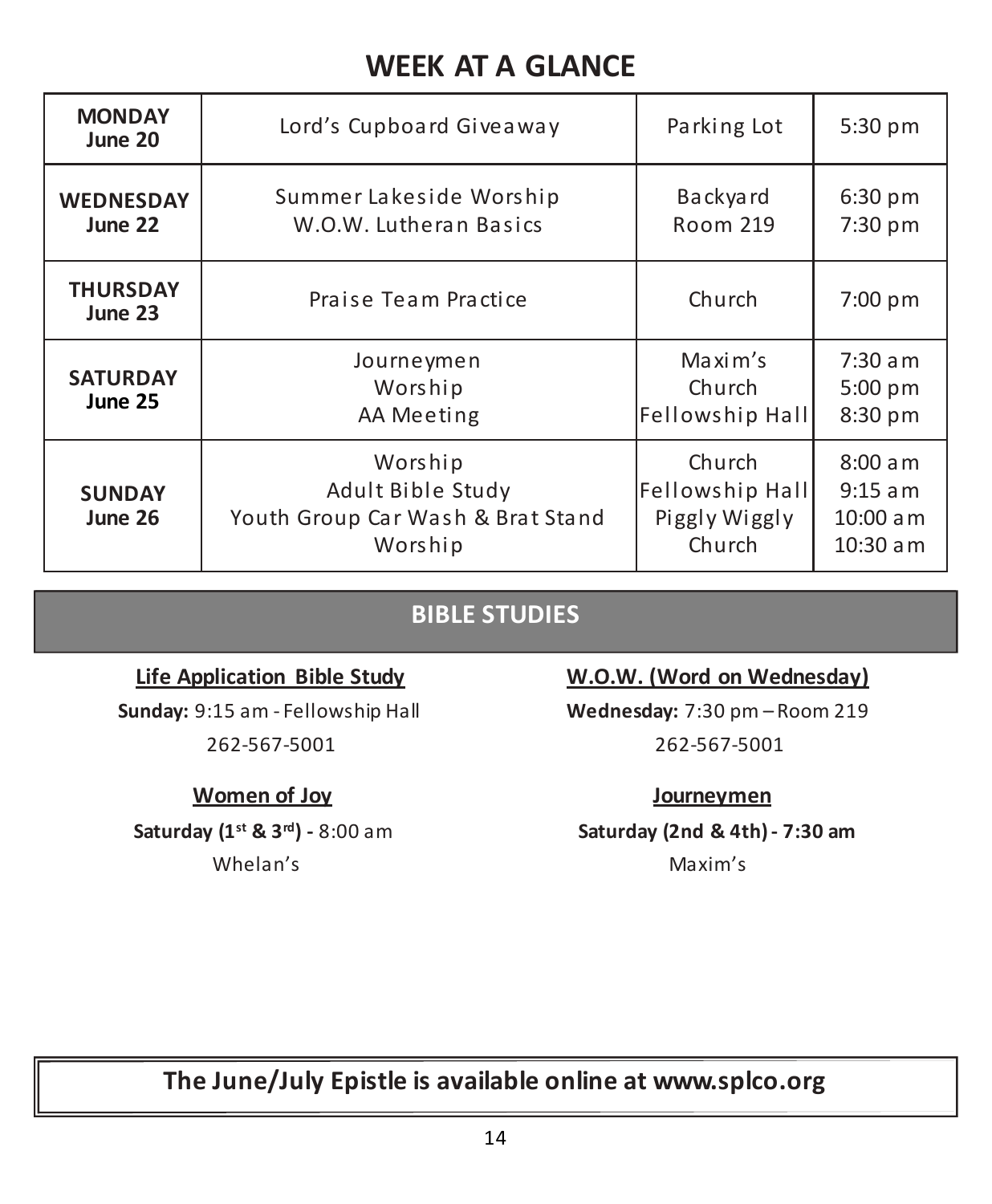# WEEK AT A GLANCE

| Day | Event | Location | Time |
|---|---|---|---|
| **MONDAY June 20** | Lord's Cupboard Giveaway | Parking Lot | 5:30 pm |
| **WEDNESDAY June 22** | Summer Lakeside Worship<br>W.O.W. Lutheran Basics | Backyard<br>Room 219 | 6:30 pm<br>7:30 pm |
| **THURSDAY June 23** | Praise Team Practice | Church | 7:00 pm |
| **SATURDAY June 25** | Journeymen<br>Worship<br>AA Meeting | Maxim's<br>Church<br>Fellowship Hall | 7:30 am<br>5:00 pm<br>8:30 pm |
| **SUNDAY June 26** | Worship<br>Adult Bible Study<br>Youth Group Car Wash & Brat Stand<br>Worship | Church<br>Fellowship Hall<br>Piggly Wiggly<br>Church | 8:00 am<br>9:15 am<br>10:00 am<br>10:30 am |

## BIBLE STUDIES

**Life Application Bible Study**

**Sunday:** 9:15 am - Fellowship Hall

262-567-5001

**W.O.W. (Word on Wednesday)**

**Wednesday:** 7:30 pm – Room 219

262-567-5001

**Women of Joy**

**Saturday (1st & 3rd) -** 8:00 am

Whelan's

**Journeymen**

**Saturday (2nd & 4th) - 7:30 am**

Maxim's

**The June/July Epistle is available online at www.splco.org**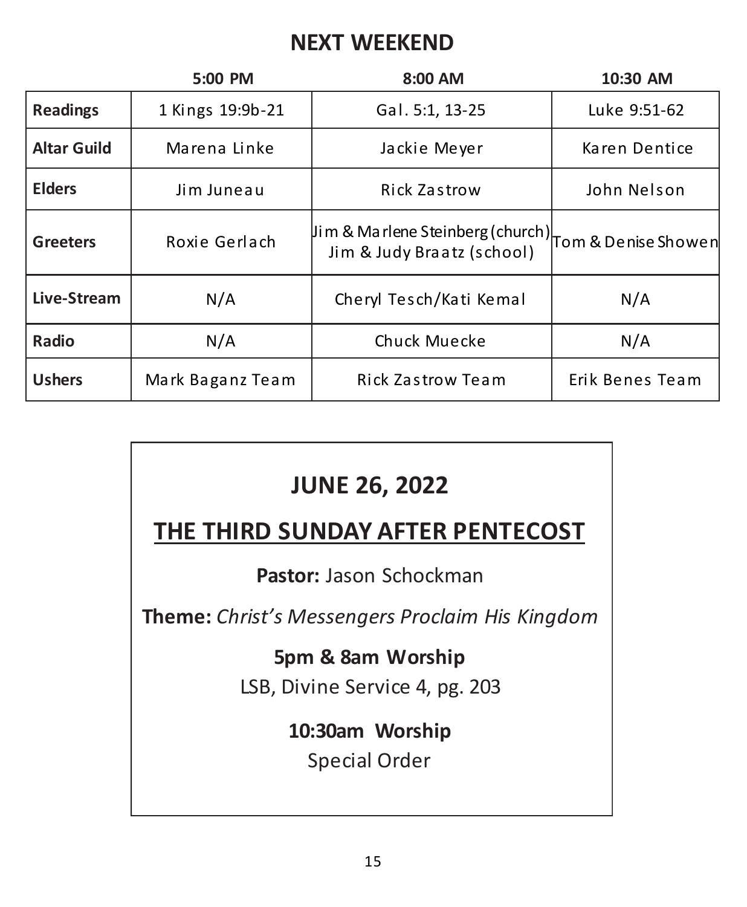## NEXT WEEKEND

| | 5:00 PM | 8:00 AM | 10:30 AM |
|---|---|---|---|
| **Readings** | 1 Kings 19:9b-21 | Gal. 5:1, 13-25 | Luke 9:51-62 |
| **Altar Guild** | Marena Linke | Jackie Meyer | Karen Dentice |
| **Elders** | Jim Juneau | Rick Zastrow | John Nelson |
| **Greeters** | Roxie Gerlach | Jim & Marlene Steinberg (church) Jim & Judy Braatz (school) | Tom & Denise Showen |
| **Live-Stream** | N/A | Cheryl Tesch/Kati Kemal | N/A |
| **Radio** | N/A | Chuck Muecke | N/A |
| **Ushers** | Mark Baganz Team | Rick Zastrow Team | Erik Benes Team |

## JUNE 26, 2022

## THE THIRD SUNDAY AFTER PENTECOST

**Pastor:** Jason Schockman

**Theme:** *Christ's Messengers Proclaim His Kingdom*

**5pm & 8am Worship**
LSB, Divine Service 4, pg. 203

**10:30am Worship**
Special Order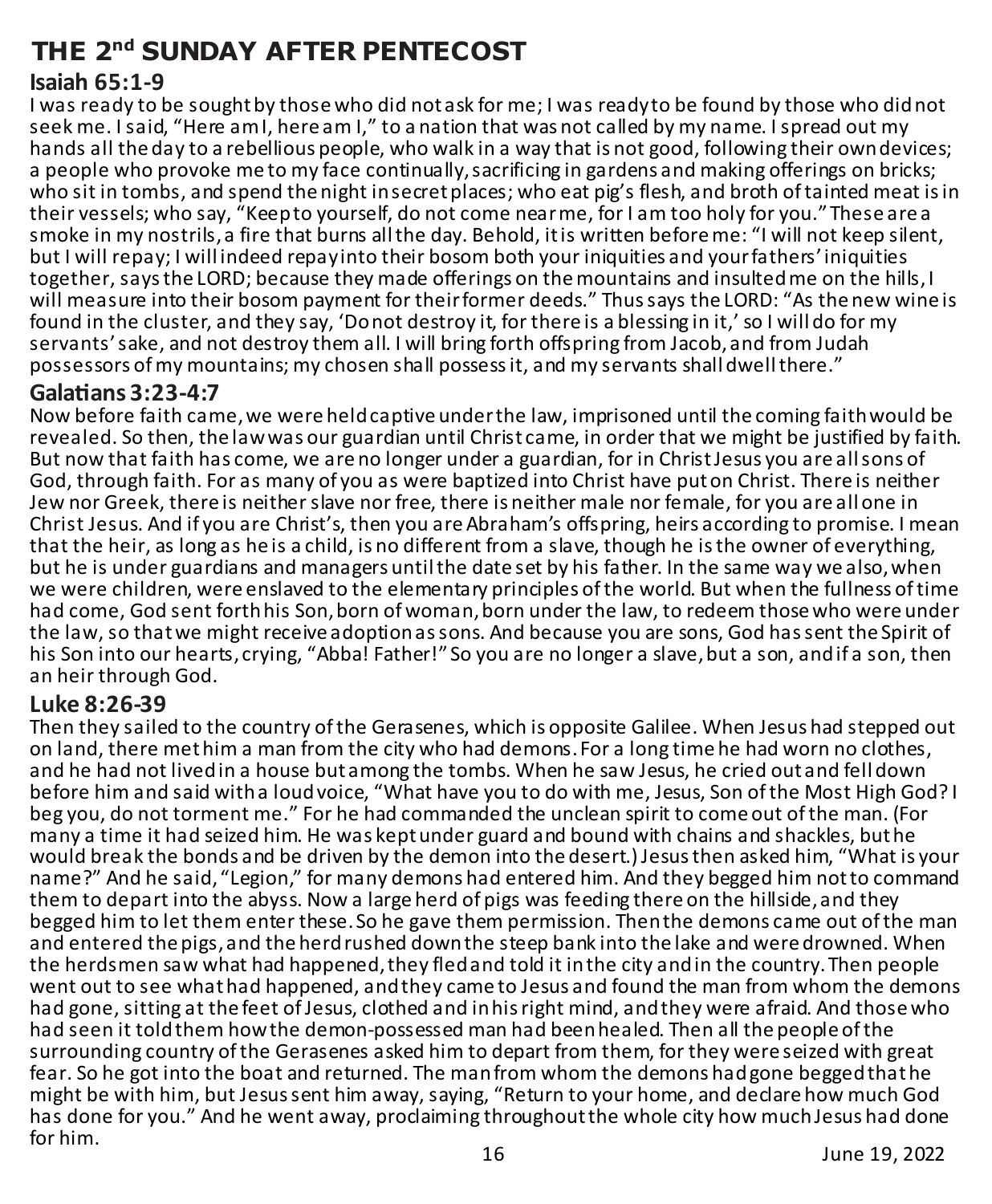# THE 2nd SUNDAY AFTER PENTECOST

## Isaiah 65:1-9

I was ready to be sought by those who did not ask for me; I was ready to be found by those who did not seek me. I said, "Here am I, here am I," to a nation that was not called by my name. I spread out my hands all the day to a rebellious people, who walk in a way that is not good, following their own devices; a people who provoke me to my face continually, sacrificing in gardens and making offerings on bricks; who sit in tombs, and spend the night in secret places; who eat pig's flesh, and broth of tainted meat is in their vessels; who say, "Keep to yourself, do not come near me, for I am too holy for you." These are a smoke in my nostrils, a fire that burns all the day. Behold, it is written before me: "I will not keep silent, but I will repay; I will indeed repay into their bosom both your iniquities and your fathers' iniquities together, says the LORD; because they made offerings on the mountains and insulted me on the hills, I will measure into their bosom payment for their former deeds." Thus says the LORD: "As the new wine is found in the cluster, and they say, 'Do not destroy it, for there is a blessing in it,' so I will do for my servants' sake, and not destroy them all. I will bring forth offspring from Jacob, and from Judah possessors of my mountains; my chosen shall possess it, and my servants shall dwell there."

## Galatians 3:23-4:7

Now before faith came, we were held captive under the law, imprisoned until the coming faith would be revealed. So then, the law was our guardian until Christ came, in order that we might be justified by faith. But now that faith has come, we are no longer under a guardian, for in Christ Jesus you are all sons of God, through faith. For as many of you as were baptized into Christ have put on Christ. There is neither Jew nor Greek, there is neither slave nor free, there is neither male nor female, for you are all one in Christ Jesus. And if you are Christ's, then you are Abraham's offspring, heirs according to promise. I mean that the heir, as long as he is a child, is no different from a slave, though he is the owner of everything, but he is under guardians and managers until the date set by his father. In the same way we also, when we were children, were enslaved to the elementary principles of the world. But when the fullness of time had come, God sent forth his Son, born of woman, born under the law, to redeem those who were under the law, so that we might receive adoption as sons. And because you are sons, God has sent the Spirit of his Son into our hearts, crying, "Abba! Father!" So you are no longer a slave, but a son, and if a son, then an heir through God.

## Luke 8:26-39

Then they sailed to the country of the Gerasenes, which is opposite Galilee. When Jesus had stepped out on land, there met him a man from the city who had demons. For a long time he had worn no clothes, and he had not lived in a house but among the tombs. When he saw Jesus, he cried out and fell down before him and said with a loud voice, "What have you to do with me, Jesus, Son of the Most High God? I beg you, do not torment me." For he had commanded the unclean spirit to come out of the man. (For many a time it had seized him. He was kept under guard and bound with chains and shackles, but he would break the bonds and be driven by the demon into the desert.) Jesus then asked him, "What is your name?" And he said, "Legion," for many demons had entered him. And they begged him not to command them to depart into the abyss. Now a large herd of pigs was feeding there on the hillside, and they begged him to let them enter these. So he gave them permission. Then the demons came out of the man and entered the pigs, and the herd rushed down the steep bank into the lake and were drowned. When the herdsmen saw what had happened, they fled and told it in the city and in the country. Then people went out to see what had happened, and they came to Jesus and found the man from whom the demons had gone, sitting at the feet of Jesus, clothed and in his right mind, and they were afraid. And those who had seen it told them how the demon-possessed man had been healed. Then all the people of the surrounding country of the Gerasenes asked him to depart from them, for they were seized with great fear. So he got into the boat and returned. The man from whom the demons had gone begged that he might be with him, but Jesus sent him away, saying, "Return to your home, and declare how much God has done for you." And he went away, proclaiming throughout the whole city how much Jesus had done for him.

June 19, 2022